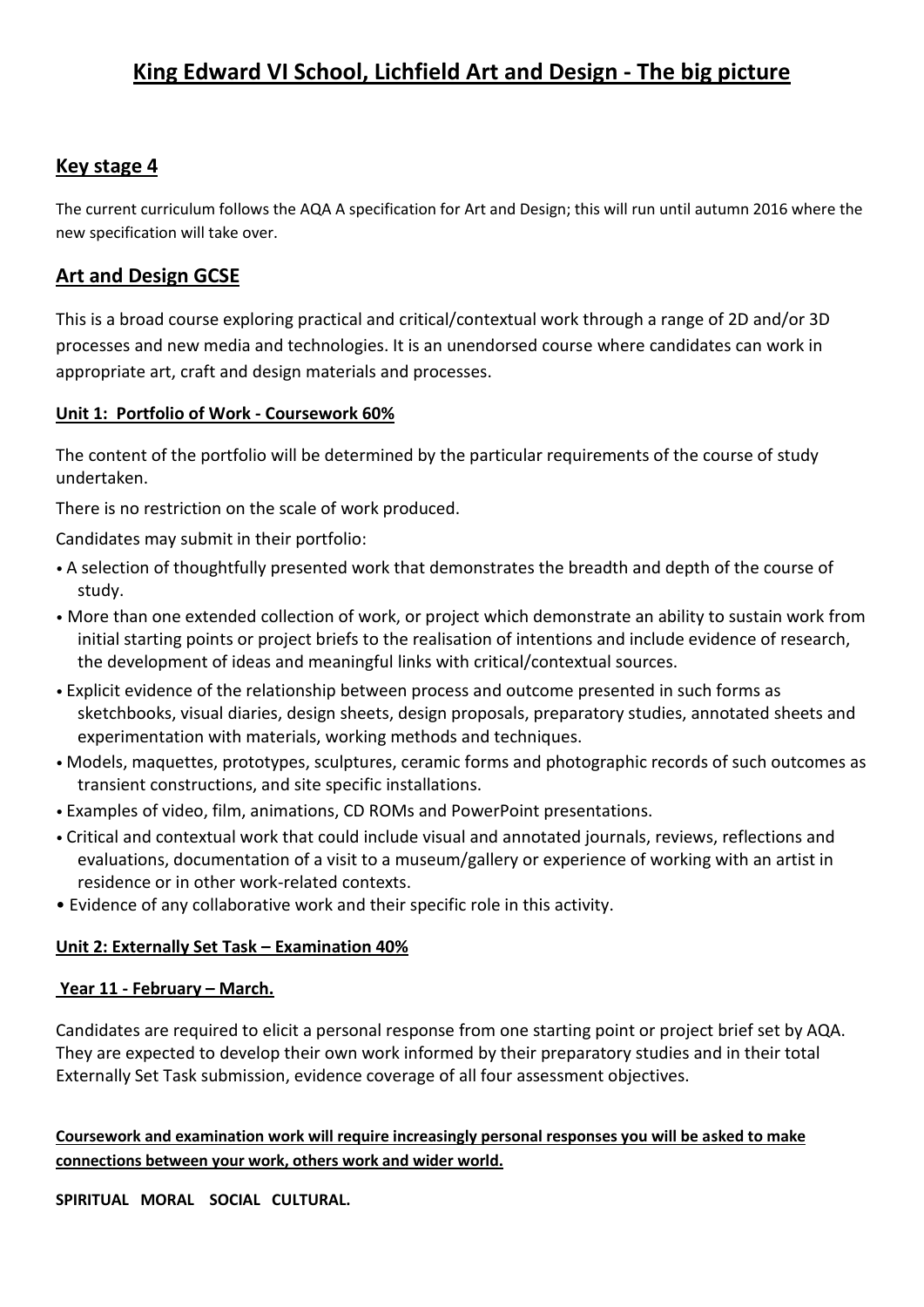# King Edward VI School, Lichfield Art and Design - The big picture

## Key stage 4

The current curriculum follows the AQA A specification for Art and Design; this will run until autumn 2016 where the new specification will take over.

## Art and Design GCSE

This is a broad course exploring practical and critical/contextual work through a range of 2D and/or 3D processes and new media and technologies. It is an unendorsed course where candidates can work in appropriate art, craft and design materials and processes.

### Unit 1: Portfolio of Work - Coursework 60%

The content of the portfolio will be determined by the particular requirements of the course of study undertaken.

There is no restriction on the scale of work produced.

Candidates may submit in their portfolio:

- A selection of thoughtfully presented work that demonstrates the breadth and depth of the course of study.
- More than one extended collection of work, or project which demonstrate an ability to sustain work from initial starting points or project briefs to the realisation of intentions and include evidence of research, the development of ideas and meaningful links with critical/contextual sources.
- Explicit evidence of the relationship between process and outcome presented in such forms as sketchbooks, visual diaries, design sheets, design proposals, preparatory studies, annotated sheets and experimentation with materials, working methods and techniques.
- Models, maquettes, prototypes, sculptures, ceramic forms and photographic records of such outcomes as transient constructions, and site specific installations.
- Examples of video, film, animations, CD ROMs and PowerPoint presentations.
- Critical and contextual work that could include visual and annotated journals, reviews, reflections and evaluations, documentation of a visit to a museum/gallery or experience of working with an artist in residence or in other work-related contexts.
- Evidence of any collaborative work and their specific role in this activity.

### Unit 2: Externally Set Task – Examination 40%

#### Year 11 - February – March.

Candidates are required to elicit a personal response from one starting point or project brief set by AQA. They are expected to develop their own work informed by their preparatory studies and in their total Externally Set Task submission, evidence coverage of all four assessment objectives.

**Coursework and examination work will require increasingly personal responses you will be asked to make connections between your work, others work and wider world.**

**SPIRITUAL MORAL SOCIAL CULTURAL.**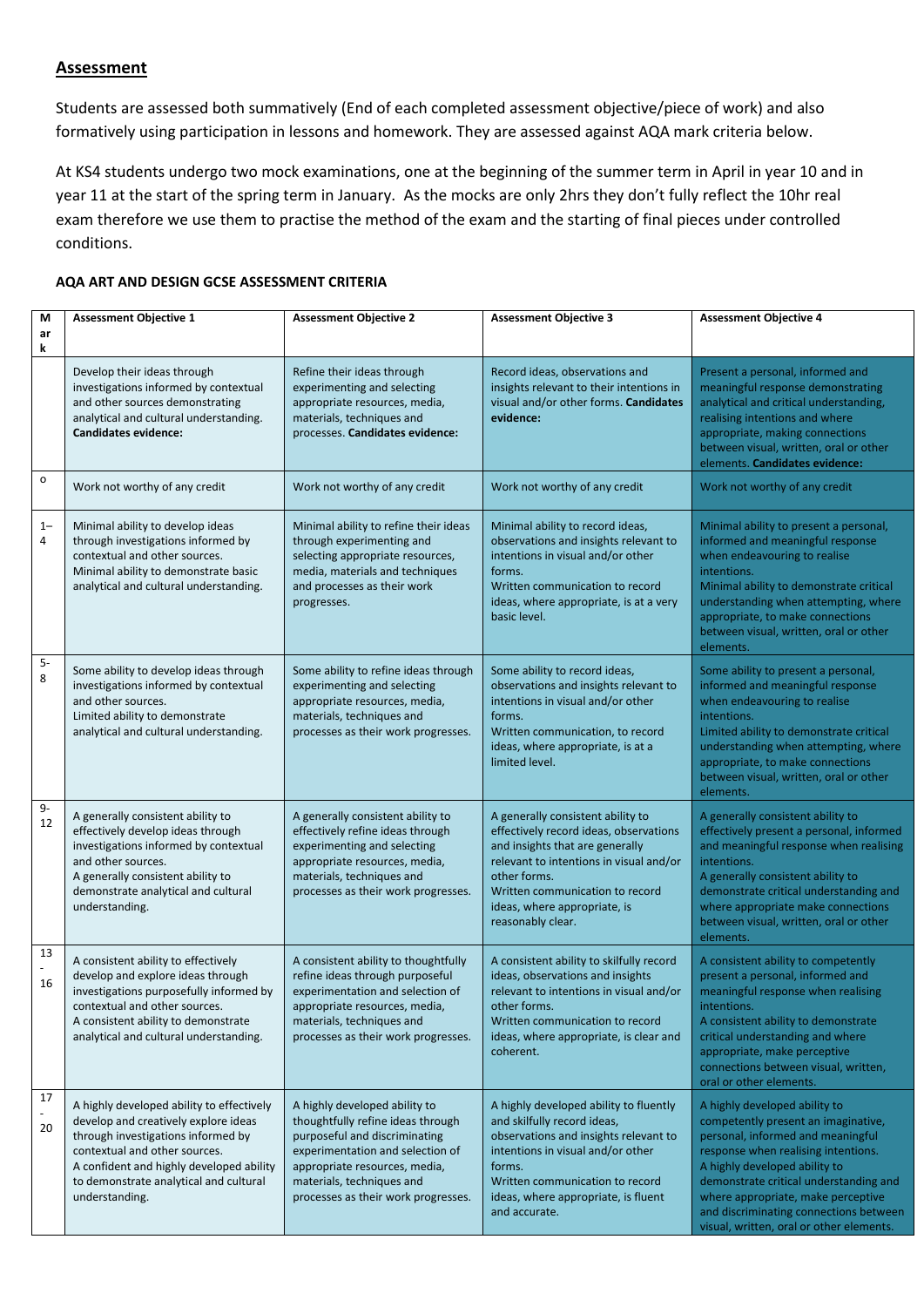## **Assessment**

Students are assessed both summatively (End of each completed assessment objective/piece of work) and also formatively using participation in lessons and homework. They are assessed against AQA mark criteria below.

At KS4 students undergo two mock examinations, one at the beginning of the summer term in April in year 10 and in year 11 at the start of the spring term in January. As the mocks are only 2hrs they don't fully reflect the 10hr real exam therefore we use them to practise the method of the exam and the starting of final pieces under controlled conditions.

**AQA ART AND DESIGN GCSE ASSESSMENT CRITERIA**

| Mark | Assessment Objective 1 | Assessment Objective 2 | Assessment Objective 3 | Assessment Objective 4 |
|---|---|---|---|---|
| | Develop their ideas through investigations informed by contextual and other sources demonstrating analytical and cultural understanding. **Candidates evidence:** | Refine their ideas through experimenting and selecting appropriate resources, media, materials, techniques and processes. **Candidates evidence:** | Record ideas, observations and insights relevant to their intentions in visual and/or other forms. **Candidates evidence:** | Present a personal, informed and meaningful response demonstrating analytical and critical understanding, realising intentions and where appropriate, making connections between visual, written, oral or other elements. **Candidates evidence:** |
| o | Work not worthy of any credit | Work not worthy of any credit | Work not worthy of any credit | Work not worthy of any credit |
| 1–4 | Minimal ability to develop ideas through investigations informed by contextual and other sources. Minimal ability to demonstrate basic analytical and cultural understanding. | Minimal ability to refine their ideas through experimenting and selecting appropriate resources, media, materials and techniques and processes as their work progresses. | Minimal ability to record ideas, observations and insights relevant to intentions in visual and/or other forms. Written communication to record ideas, where appropriate, is at a very basic level. | Minimal ability to present a personal, informed and meaningful response when endeavouring to realise intentions. Minimal ability to demonstrate critical understanding when attempting, where appropriate, to make connections between visual, written, oral or other elements. |
| 5-8 | Some ability to develop ideas through investigations informed by contextual and other sources. Limited ability to demonstrate analytical and cultural understanding. | Some ability to refine ideas through experimenting and selecting appropriate resources, media, materials, techniques and processes as their work progresses. | Some ability to record ideas, observations and insights relevant to intentions in visual and/or other forms. Written communication, to record ideas, where appropriate, is at a limited level. | Some ability to present a personal, informed and meaningful response when endeavouring to realise intentions. Limited ability to demonstrate critical understanding when attempting, where appropriate, to make connections between visual, written, oral or other elements. |
| 9-12 | A generally consistent ability to effectively develop ideas through investigations informed by contextual and other sources. A generally consistent ability to demonstrate analytical and cultural understanding. | A generally consistent ability to effectively refine ideas through experimenting and selecting appropriate resources, media, materials, techniques and processes as their work progresses. | A generally consistent ability to effectively record ideas, observations and insights that are generally relevant to intentions in visual and/or other forms. Written communication to record ideas, where appropriate, is reasonably clear. | A generally consistent ability to effectively present a personal, informed and meaningful response when realising intentions. A generally consistent ability to demonstrate critical understanding and where appropriate make connections between visual, written, oral or other elements. |
| 13-16 | A consistent ability to effectively develop and explore ideas through investigations purposefully informed by contextual and other sources. A consistent ability to demonstrate analytical and cultural understanding. | A consistent ability to thoughtfully refine ideas through purposeful experimentation and selection of appropriate resources, media, materials, techniques and processes as their work progresses. | A consistent ability to skilfully record ideas, observations and insights relevant to intentions in visual and/or other forms. Written communication to record ideas, where appropriate, is clear and coherent. | A consistent ability to competently present a personal, informed and meaningful response when realising intentions. A consistent ability to demonstrate critical understanding and where appropriate, make perceptive connections between visual, written, oral or other elements. |
| 17-20 | A highly developed ability to effectively develop and creatively explore ideas through investigations informed by contextual and other sources. A confident and highly developed ability to demonstrate analytical and cultural understanding. | A highly developed ability to thoughtfully refine ideas through purposeful and discriminating experimentation and selection of appropriate resources, media, materials, techniques and processes as their work progresses. | A highly developed ability to fluently and skilfully record ideas, observations and insights relevant to intentions in visual and/or other forms. Written communication to record ideas, where appropriate, is fluent and accurate. | A highly developed ability to competently present an imaginative, personal, informed and meaningful response when realising intentions. A highly developed ability to demonstrate critical understanding and where appropriate, make perceptive and discriminating connections between visual, written, oral or other elements. |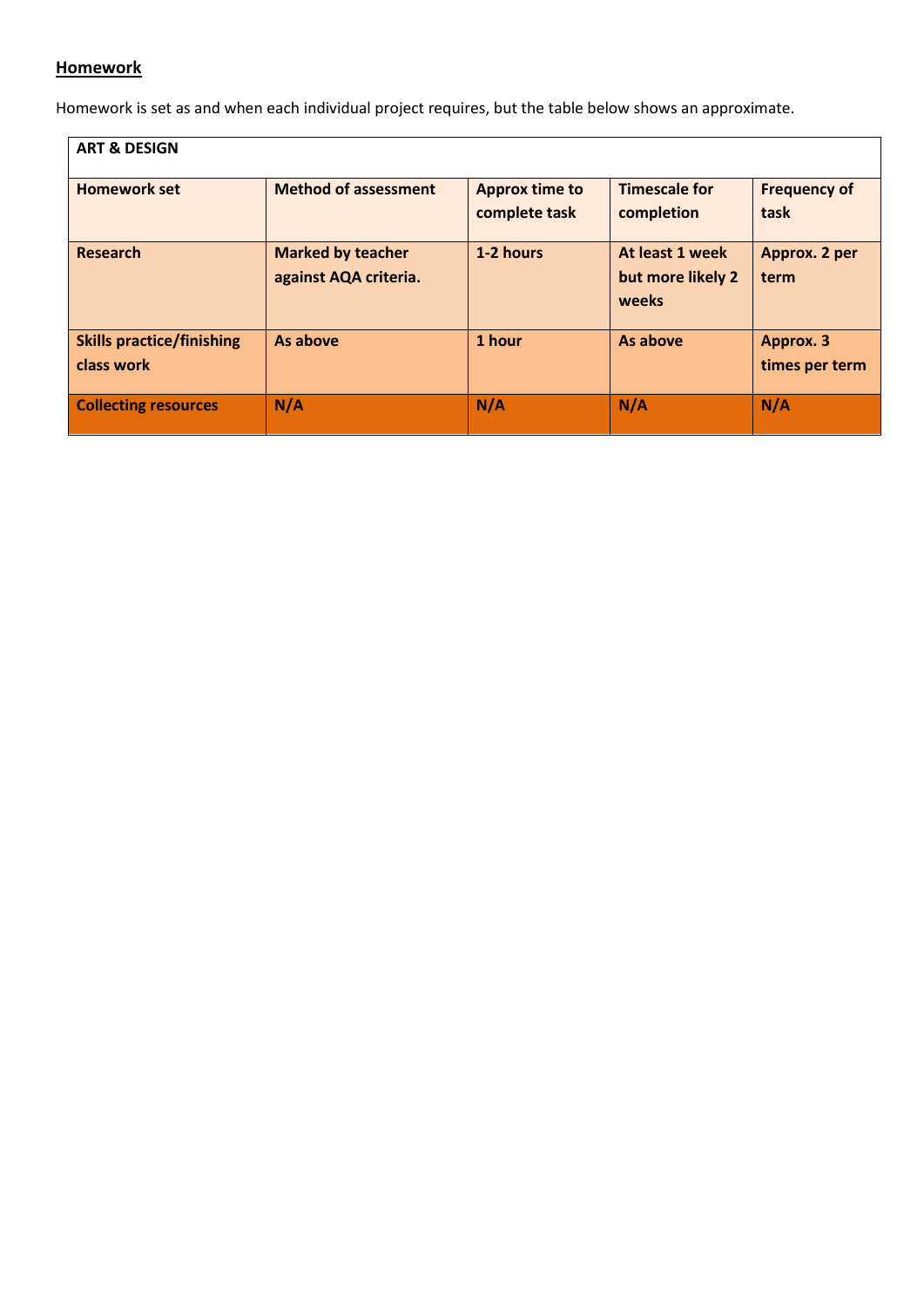**Homework**

Homework is set as and when each individual project requires, but the table below shows an approximate.

| ART & DESIGN | | | | |
|---|---|---|---|---|
| **Homework set** | **Method of assessment** | **Approx time to complete task** | **Timescale for completion** | **Frequency of task** |
| **Research** | **Marked by teacher against AQA criteria.** | **1-2 hours** | **At least 1 week but more likely 2 weeks** | **Approx. 2 per term** |
| **Skills practice/finishing class work** | **As above** | **1 hour** | **As above** | **Approx. 3 times per term** |
| **Collecting resources** | **N/A** | **N/A** | **N/A** | **N/A** |